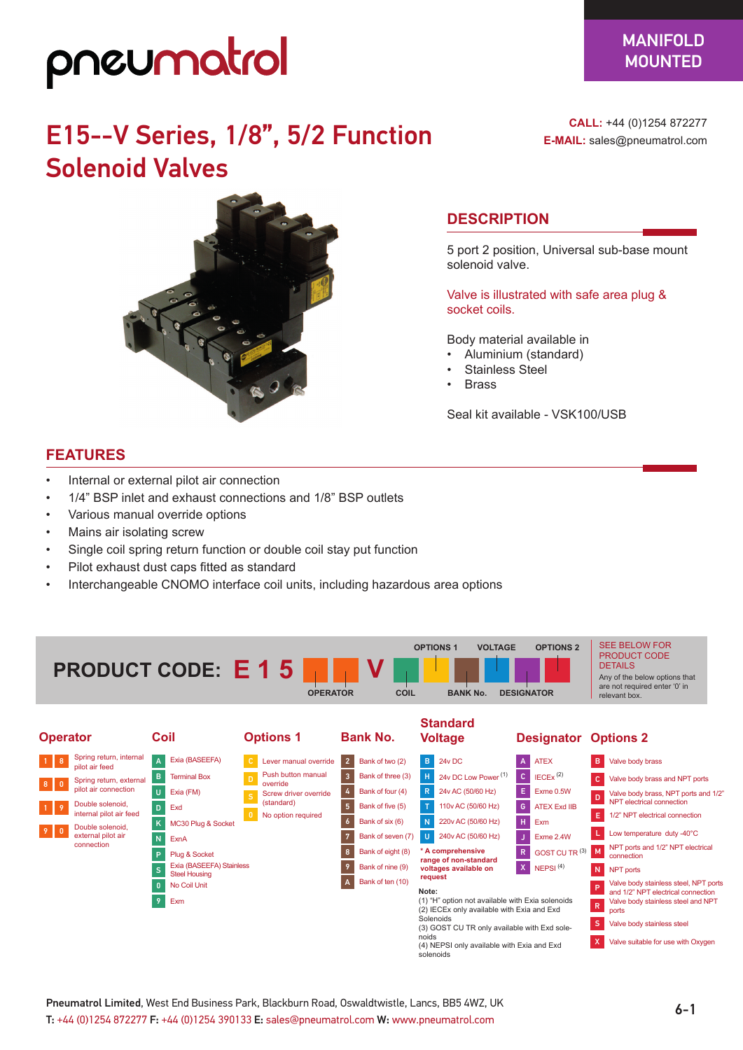pneumatrol

MANIFOLD MOUNTED

# E15--V Series, 1/8", 5/2 Function Solenoid Valves

**CALL:** +44 (0)1254 872277
**E-MAIL:** sales@pneumatrol.com

## DESCRIPTION

5 port 2 position, Universal sub-base mount solenoid valve.

Valve is illustrated with safe area plug & socket coils.

Body material available in
- Aluminium (standard)
- Stainless Steel
- Brass

Seal kit available - VSK100/USB

## FEATURES

- Internal or external pilot air connection
- 1/4" BSP inlet and exhaust connections and 1/8" BSP outlets
- Various manual override options
- Mains air isolating screw
- Single coil spring return function or double coil stay put function
- Pilot exhaust dust caps fitted as standard
- Interchangeable CNOMO interface coil units, including hazardous area options

## PRODUCT CODE: E 1 5 [OPERATOR] [OPERATOR] V [COIL] [OPTIONS 1] [BANK No.] [VOLTAGE] [DESIGNATOR] [OPTIONS 2]

SEE BELOW FOR PRODUCT CODE DETAILS
Any of the below options that are not required enter '0' in relevant box.

### Operator

| Code | Description |
|---|---|
| 1 8 | Spring return, internal pilot air feed |
| 8 0 | Spring return, external pilot air connection |
| 1 9 | Double solenoid, internal pilot air feed |
| 9 0 | Double solenoid, external pilot air connection |

### Coil

| Code | Description |
|---|---|
| A | Exia (BASEEFA) |
| B | Terminal Box |
| U | Exia (FM) |
| D | Exd |
| K | MC30 Plug & Socket |
| N | ExnA |
| P | Plug & Socket |
| S | Exia (BASEEFA) Stainless Steel Housing |
| 0 | No Coil Unit |
| 9 | Exm |

### Options 1

| Code | Description |
|---|---|
| C | Lever manual override |
| D | Push button manual override |
| S | Screw driver override (standard) |
| 0 | No option required |

### Bank No.

| Code | Description |
|---|---|
| 2 | Bank of two (2) |
| 3 | Bank of three (3) |
| 4 | Bank of four (4) |
| 5 | Bank of five (5) |
| 6 | Bank of six (6) |
| 7 | Bank of seven (7) |
| 8 | Bank of eight (8) |
| 9 | Bank of nine (9) |
| A | Bank of ten (10) |

### Standard Voltage

| Code | Description |
|---|---|
| B | 24v DC |
| H | 24v DC Low Power (1) |
| R | 24v AC (50/60 Hz) |
| T | 110v AC (50/60 Hz) |
| N | 220v AC (50/60 Hz) |
| U | 240v AC (50/60 Hz) |

**\* A comprehensive range of non-standard voltages available on request**

**Note:**
(1) "H" option not available with Exia solenoids
(2) IECEx only available with Exia and Exd Solenoids
(3) GOST CU TR only available with Exd solenoids
(4) NEPSI only available with Exia and Exd solenoids

### Designator

| Code | Description |
|---|---|
| A | ATEX |
| C | IECEx (2) |
| E | Exme 0.5W |
| G | ATEX Exd IIB |
| H | Exm |
| J | Exme 2.4W |
| R | GOST CU TR (3) |
| X | NEPSI (4) |

### Options 2

| Code | Description |
|---|---|
| B | Valve body brass |
| C | Valve body brass and NPT ports |
| D | Valve body brass, NPT ports and 1/2" NPT electrical connection |
| E | 1/2" NPT electrical connection |
| L | Low temperature duty -40°C |
| M | NPT ports and 1/2" NPT electrical connection |
| N | NPT ports |
| P | Valve body stainless steel, NPT ports and 1/2" NPT electrical connection |
| R | Valve body stainless steel and NPT ports |
| S | Valve body stainless steel |
| X | Valve suitable for use with Oxygen |

**Pneumatrol Limited**, West End Business Park, Blackburn Road, Oswaldtwistle, Lancs, BB5 4WZ, UK
**T:** +44 (0)1254 872277 **F:** +44 (0)1254 390133 **E:** sales@pneumatrol.com **W:** www.pneumatrol.com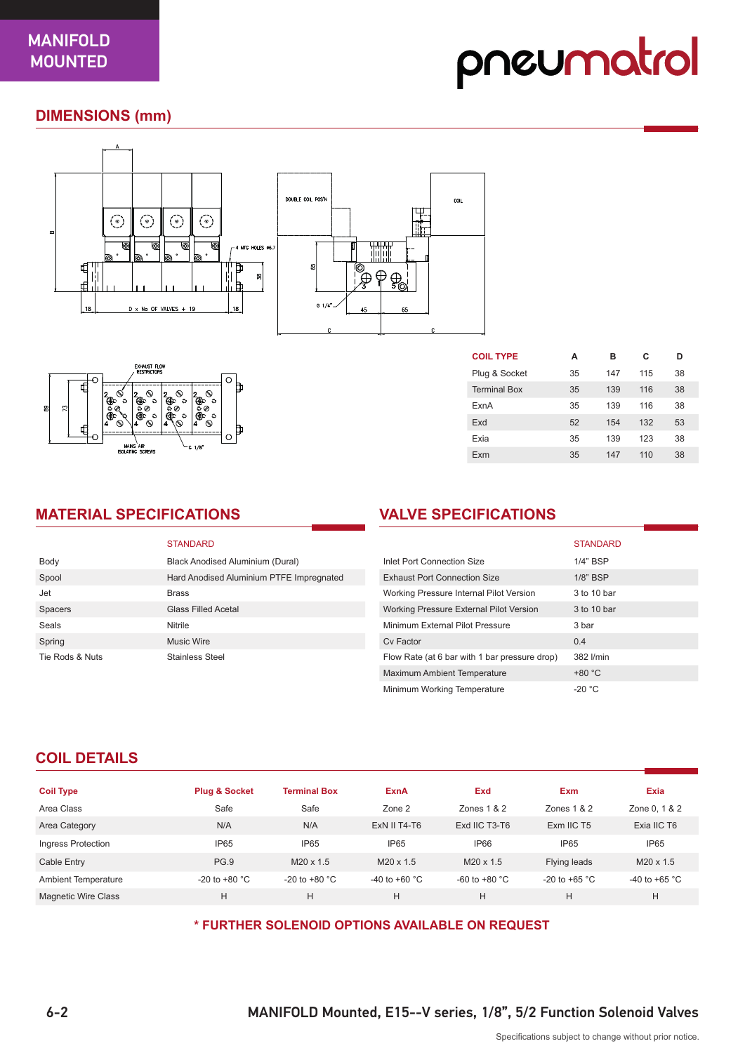MANIFOLD MOUNTED

pneumatrol

## DIMENSIONS (mm)

A

B

4 MTG HOLES ⌀6.7

38

18 D x No OF VALVES + 19 18

DOUBLE COIL POS'N

COIL

65

G 1/4"

45 65

C C

EXHAUST FLOW RESTRICTORS

89 73

MAINS AIR ISOLATING SCREWS

G 1/8"

| COIL TYPE | A | B | C | D |
|---|---|---|---|---|
| Plug & Socket | 35 | 147 | 115 | 38 |
| Terminal Box | 35 | 139 | 116 | 38 |
| ExnA | 35 | 139 | 116 | 38 |
| Exd | 52 | 154 | 132 | 53 |
| Exia | 35 | 139 | 123 | 38 |
| Exm | 35 | 147 | 110 | 38 |

## MATERIAL SPECIFICATIONS

| | STANDARD |
|---|---|
| Body | Black Anodised Aluminium (Dural) |
| Spool | Hard Anodised Aluminium PTFE Impregnated |
| Jet | Brass |
| Spacers | Glass Filled Acetal |
| Seals | Nitrile |
| Spring | Music Wire |
| Tie Rods & Nuts | Stainless Steel |

## VALVE SPECIFICATIONS

| | STANDARD |
|---|---|
| Inlet Port Connection Size | 1/4" BSP |
| Exhaust Port Connection Size | 1/8" BSP |
| Working Pressure Internal Pilot Version | 3 to 10 bar |
| Working Pressure External Pilot Version | 3 to 10 bar |
| Minimum External Pilot Pressure | 3 bar |
| Cv Factor | 0.4 |
| Flow Rate (at 6 bar with 1 bar pressure drop) | 382 l/min |
| Maximum Ambient Temperature | +80 °C |
| Minimum Working Temperature | -20 °C |

## COIL DETAILS

| Coil Type | Plug & Socket | Terminal Box | ExnA | Exd | Exm | Exia |
|---|---|---|---|---|---|---|
| Area Class | Safe | Safe | Zone 2 | Zones 1 & 2 | Zones 1 & 2 | Zone 0, 1 & 2 |
| Area Category | N/A | N/A | ExN II T4-T6 | Exd IIC T3-T6 | Exm IIC T5 | Exia IIC T6 |
| Ingress Protection | IP65 | IP65 | IP65 | IP66 | IP65 | IP65 |
| Cable Entry | PG.9 | M20 x 1.5 | M20 x 1.5 | M20 x 1.5 | Flying leads | M20 x 1.5 |
| Ambient Temperature | -20 to +80 °C | -20 to +80 °C | -40 to +60 °C | -60 to +80 °C | -20 to +65 °C | -40 to +65 °C |
| Magnetic Wire Class | H | H | H | H | H | H |

**\* FURTHER SOLENOID OPTIONS AVAILABLE ON REQUEST**

MANIFOLD Mounted, E15--V series, 1/8", 5/2 Function Solenoid Valves

Specifications subject to change without prior notice.